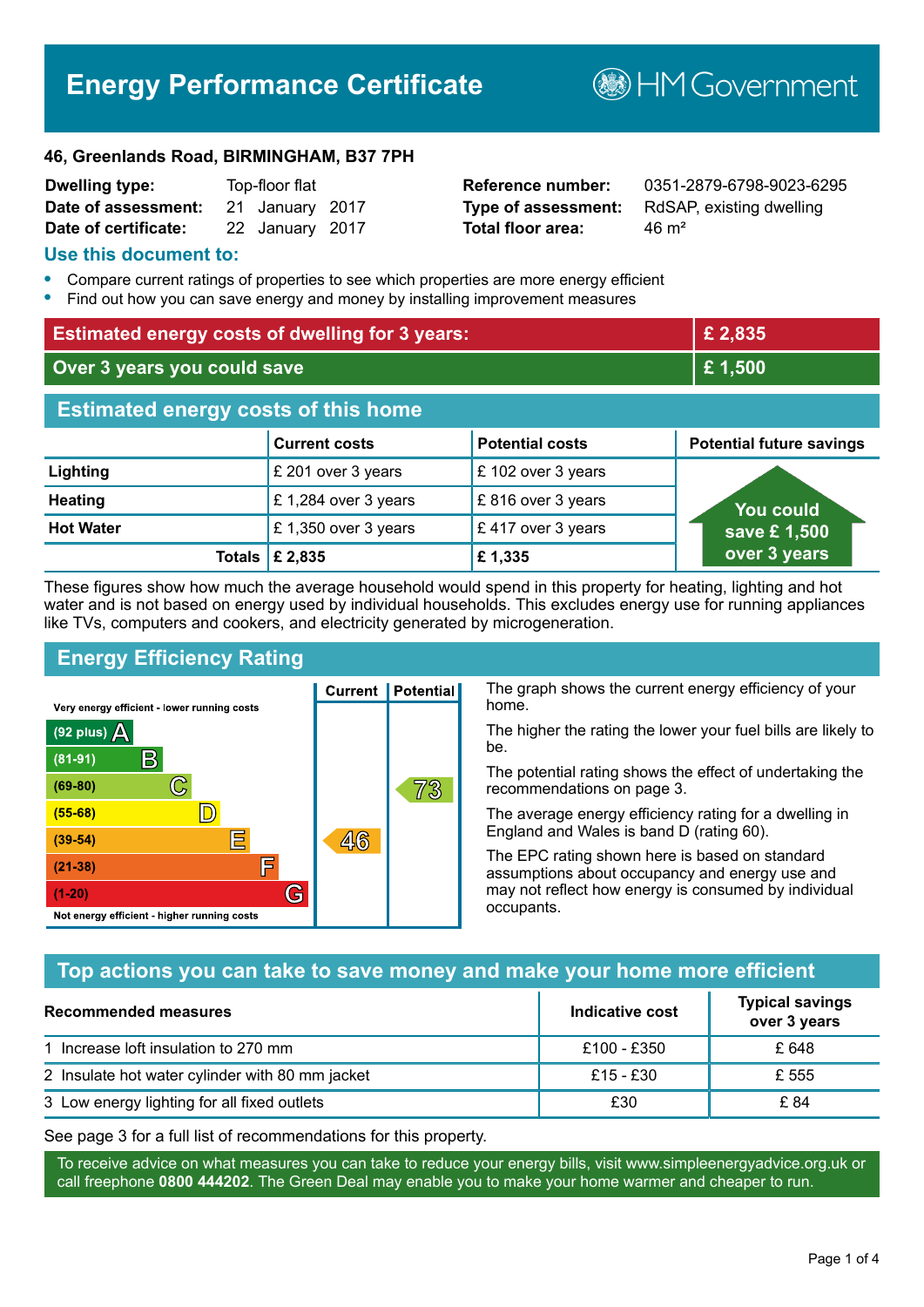# Energy Performance Certificate

HM Government

**46, Greenlands Road, BIRMINGHAM, B37 7PH**

| | | | |
|---|---|---|---|
| **Dwelling type:** | Top-floor flat | **Reference number:** | 0351-2879-6798-9023-6295 |
| **Date of assessment:** | 21 January 2017 | **Type of assessment:** | RdSAP, existing dwelling |
| **Date of certificate:** | 22 January 2017 | **Total floor area:** | 46 m² |

## Use this document to:

- Compare current ratings of properties to see which properties are more energy efficient
- Find out how you can save energy and money by installing improvement measures

| | |
|---|---|
| **Estimated energy costs of dwelling for 3 years:** | **£ 2,835** |
| **Over 3 years you could save** | **£ 1,500** |

## Estimated energy costs of this home

| | Current costs | Potential costs | Potential future savings |
|---|---|---|---|
| **Lighting** | £ 201 over 3 years | £ 102 over 3 years | You could save £ 1,500 over 3 years |
| **Heating** | £ 1,284 over 3 years | £ 816 over 3 years | |
| **Hot Water** | £ 1,350 over 3 years | £ 417 over 3 years | |
| **Totals** | **£ 2,835** | **£ 1,335** | |

These figures show how much the average household would spend in this property for heating, lighting and hot water and is not based on energy used by individual households. This excludes energy use for running appliances like TVs, computers and cookers, and electricity generated by microgeneration.

## Energy Efficiency Rating

| Rating band | Current | Potential |
|---|---|---|
| Very energy efficient - lower running costs | | |
| (92 plus) A | | |
| (81-91) B | | |
| (69-80) C | | 73 |
| (55-68) D | | |
| (39-54) E | 46 | |
| (21-38) F | | |
| (1-20) G | | |
| Not energy efficient - higher running costs | | |

The graph shows the current energy efficiency of your home.

The higher the rating the lower your fuel bills are likely to be.

The potential rating shows the effect of undertaking the recommendations on page 3.

The average energy efficiency rating for a dwelling in England and Wales is band D (rating 60).

The EPC rating shown here is based on standard assumptions about occupancy and energy use and may not reflect how energy is consumed by individual occupants.

## Top actions you can take to save money and make your home more efficient

| Recommended measures | Indicative cost | Typical savings over 3 years |
|---|---|---|
| 1 Increase loft insulation to 270 mm | £100 - £350 | £ 648 |
| 2 Insulate hot water cylinder with 80 mm jacket | £15 - £30 | £ 555 |
| 3 Low energy lighting for all fixed outlets | £30 | £ 84 |

See page 3 for a full list of recommendations for this property.

To receive advice on what measures you can take to reduce your energy bills, visit www.simpleenergyadvice.org.uk or call freephone **0800 444202**. The Green Deal may enable you to make your home warmer and cheaper to run.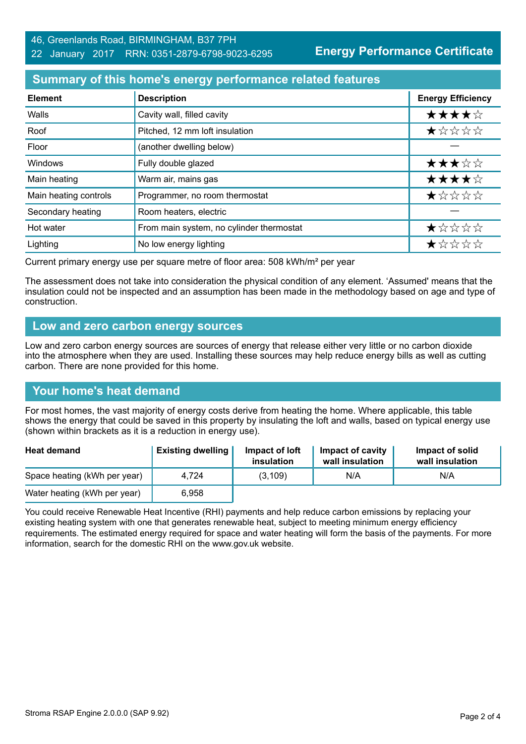46, Greenlands Road, BIRMINGHAM, B37 7PH
22 January 2017 RRN: 0351-2879-6798-9023-6295

**Energy Performance Certificate**

## Summary of this home's energy performance related features

| Element | Description | Energy Efficiency |
|---|---|---|
| Walls | Cavity wall, filled cavity | ★★★★☆ |
| Roof | Pitched, 12 mm loft insulation | ★☆☆☆☆ |
| Floor | (another dwelling below) | — |
| Windows | Fully double glazed | ★★★☆☆ |
| Main heating | Warm air, mains gas | ★★★★☆ |
| Main heating controls | Programmer, no room thermostat | ★☆☆☆☆ |
| Secondary heating | Room heaters, electric | — |
| Hot water | From main system, no cylinder thermostat | ★☆☆☆☆ |
| Lighting | No low energy lighting | ★☆☆☆☆ |

Current primary energy use per square metre of floor area: 508 kWh/m² per year

The assessment does not take into consideration the physical condition of any element. 'Assumed' means that the insulation could not be inspected and an assumption has been made in the methodology based on age and type of construction.

## Low and zero carbon energy sources

Low and zero carbon energy sources are sources of energy that release either very little or no carbon dioxide into the atmosphere when they are used. Installing these sources may help reduce energy bills as well as cutting carbon. There are none provided for this home.

## Your home's heat demand

For most homes, the vast majority of energy costs derive from heating the home. Where applicable, this table shows the energy that could be saved in this property by insulating the loft and walls, based on typical energy use (shown within brackets as it is a reduction in energy use).

| Heat demand | Existing dwelling | Impact of loft insulation | Impact of cavity wall insulation | Impact of solid wall insulation |
|---|---|---|---|---|
| Space heating (kWh per year) | 4,724 | (3,109) | N/A | N/A |
| Water heating (kWh per year) | 6,958 | | | |

You could receive Renewable Heat Incentive (RHI) payments and help reduce carbon emissions by replacing your existing heating system with one that generates renewable heat, subject to meeting minimum energy efficiency requirements. The estimated energy required for space and water heating will form the basis of the payments. For more information, search for the domestic RHI on the www.gov.uk website.

Stroma RSAP Engine 2.0.0.0 (SAP 9.92)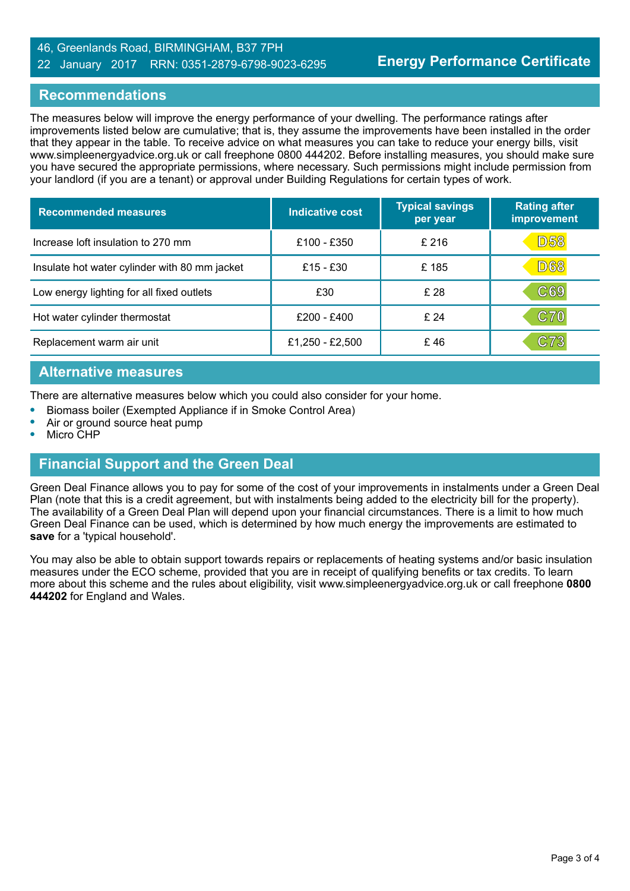46, Greenlands Road, BIRMINGHAM, B37 7PH
22 January 2017 RRN: 0351-2879-6798-9023-6295

**Energy Performance Certificate**

## Recommendations

The measures below will improve the energy performance of your dwelling. The performance ratings after improvements listed below are cumulative; that is, they assume the improvements have been installed in the order that they appear in the table. To receive advice on what measures you can take to reduce your energy bills, visit www.simpleenergyadvice.org.uk or call freephone 0800 444202. Before installing measures, you should make sure you have secured the appropriate permissions, where necessary. Such permissions might include permission from your landlord (if you are a tenant) or approval under Building Regulations for certain types of work.

| Recommended measures | Indicative cost | Typical savings per year | Rating after improvement |
|---|---|---|---|
| Increase loft insulation to 270 mm | £100 - £350 | £ 216 | D58 |
| Insulate hot water cylinder with 80 mm jacket | £15 - £30 | £ 185 | D68 |
| Low energy lighting for all fixed outlets | £30 | £ 28 | C69 |
| Hot water cylinder thermostat | £200 - £400 | £ 24 | C70 |
| Replacement warm air unit | £1,250 - £2,500 | £ 46 | C73 |

## Alternative measures

There are alternative measures below which you could also consider for your home.

- Biomass boiler (Exempted Appliance if in Smoke Control Area)
- Air or ground source heat pump
- Micro CHP

## Financial Support and the Green Deal

Green Deal Finance allows you to pay for some of the cost of your improvements in instalments under a Green Deal Plan (note that this is a credit agreement, but with instalments being added to the electricity bill for the property). The availability of a Green Deal Plan will depend upon your financial circumstances. There is a limit to how much Green Deal Finance can be used, which is determined by how much energy the improvements are estimated to **save** for a 'typical household'.

You may also be able to obtain support towards repairs or replacements of heating systems and/or basic insulation measures under the ECO scheme, provided that you are in receipt of qualifying benefits or tax credits. To learn more about this scheme and the rules about eligibility, visit www.simpleenergyadvice.org.uk or call freephone **0800 444202** for England and Wales.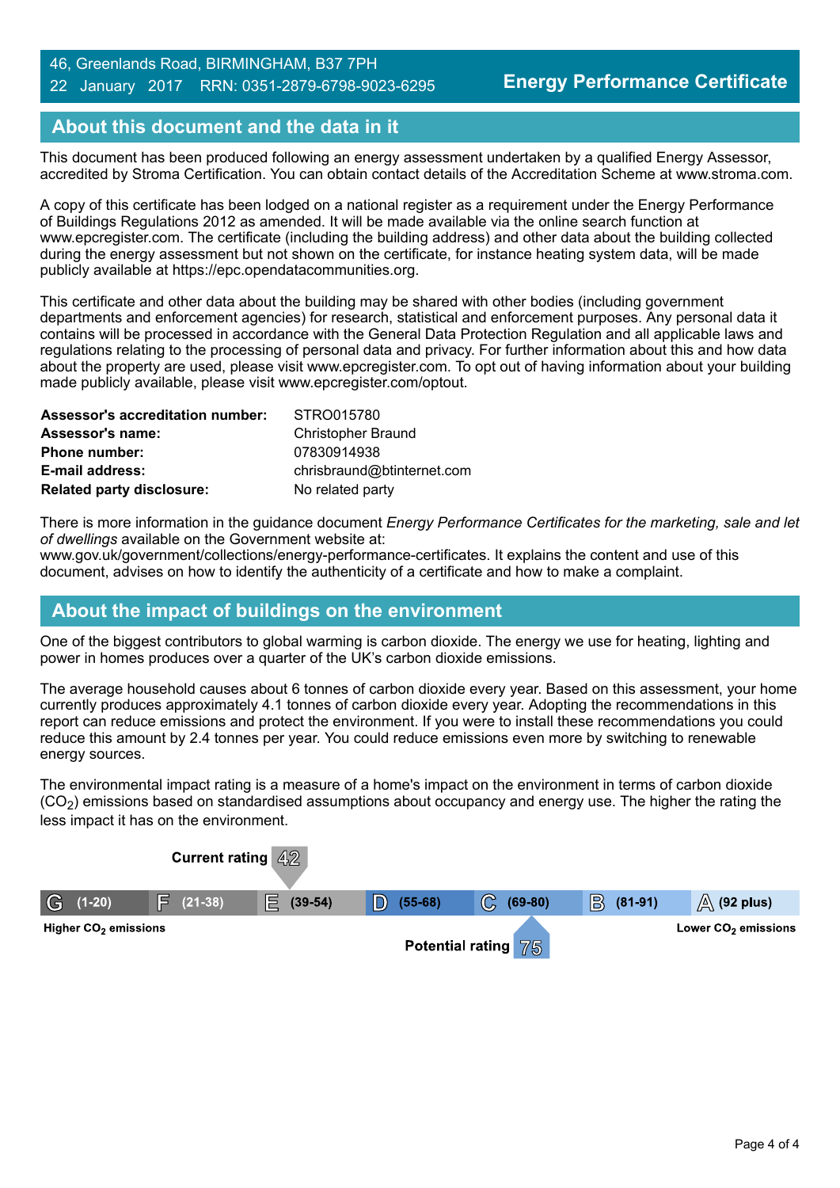46, Greenlands Road, BIRMINGHAM, B37 7PH
22 January 2017 RRN: 0351-2879-6798-9023-6295

**Energy Performance Certificate**

## About this document and the data in it

This document has been produced following an energy assessment undertaken by a qualified Energy Assessor, accredited by Stroma Certification. You can obtain contact details of the Accreditation Scheme at www.stroma.com.

A copy of this certificate has been lodged on a national register as a requirement under the Energy Performance of Buildings Regulations 2012 as amended. It will be made available via the online search function at www.epcregister.com. The certificate (including the building address) and other data about the building collected during the energy assessment but not shown on the certificate, for instance heating system data, will be made publicly available at https://epc.opendatacommunities.org.

This certificate and other data about the building may be shared with other bodies (including government departments and enforcement agencies) for research, statistical and enforcement purposes. Any personal data it contains will be processed in accordance with the General Data Protection Regulation and all applicable laws and regulations relating to the processing of personal data and privacy. For further information about this and how data about the property are used, please visit www.epcregister.com. To opt out of having information about your building made publicly available, please visit www.epcregister.com/optout.

| | |
|---|---|
| **Assessor's accreditation number:** | STRO015780 |
| **Assessor's name:** | Christopher Braund |
| **Phone number:** | 07830914938 |
| **E-mail address:** | chrisbraund@btinternet.com |
| **Related party disclosure:** | No related party |

There is more information in the guidance document *Energy Performance Certificates for the marketing, sale and let of dwellings* available on the Government website at: www.gov.uk/government/collections/energy-performance-certificates. It explains the content and use of this document, advises on how to identify the authenticity of a certificate and how to make a complaint.

## About the impact of buildings on the environment

One of the biggest contributors to global warming is carbon dioxide. The energy we use for heating, lighting and power in homes produces over a quarter of the UK's carbon dioxide emissions.

The average household causes about 6 tonnes of carbon dioxide every year. Based on this assessment, your home currently produces approximately 4.1 tonnes of carbon dioxide every year. Adopting the recommendations in this report can reduce emissions and protect the environment. If you were to install these recommendations you could reduce this amount by 2.4 tonnes per year. You could reduce emissions even more by switching to renewable energy sources.

The environmental impact rating is a measure of a home's impact on the environment in terms of carbon dioxide ($CO_2$) emissions based on standardised assumptions about occupancy and energy use. The higher the rating the less impact it has on the environment.

Current rating 42

G (1-20)
F (21-38)
E (39-54)
D (55-68)
C (69-80)
B (81-91)
A (92 plus)

Higher $CO_2$ emissions
Lower $CO_2$ emissions

Potential rating 75